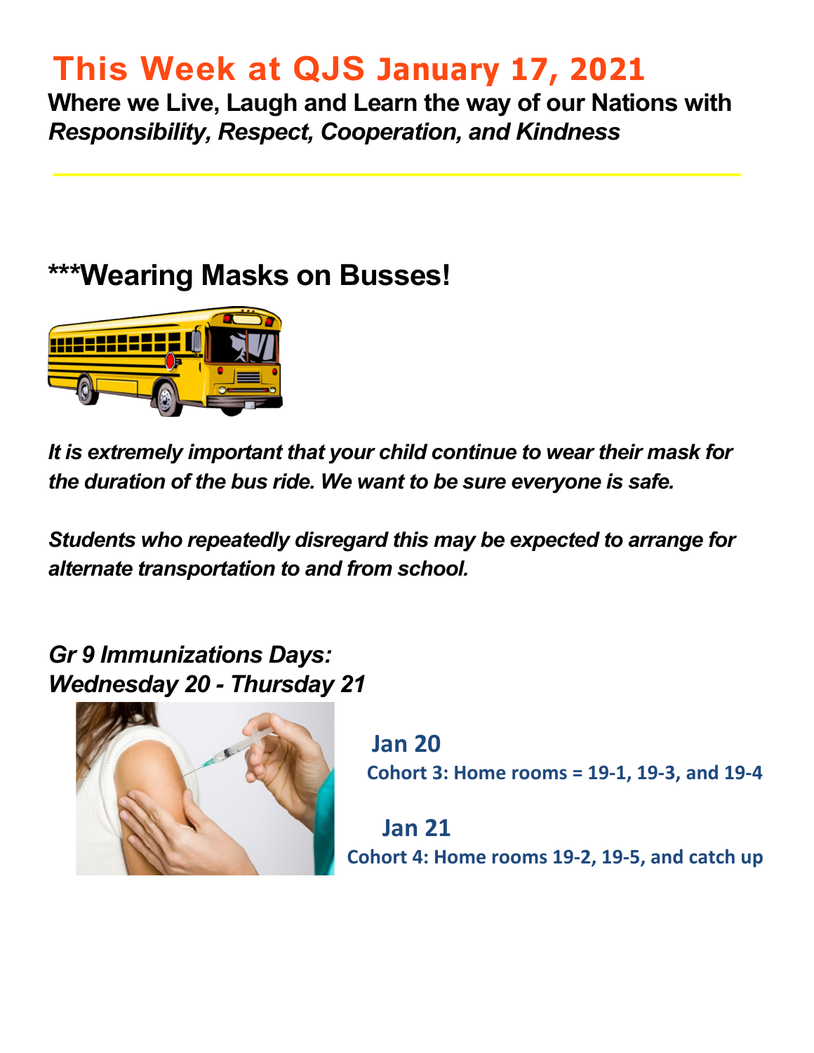# This Week at QJS January 17, 2021

**Where we Live, Laugh and Learn the way of our Nations with** ***Responsibility, Respect, Cooperation, and Kindness***

## ***Wearing Masks on Busses!

***It is extremely important that your child continue to wear their mask for the duration of the bus ride. We want to be sure everyone is safe.***

***Students who repeatedly disregard this may be expected to arrange for alternate transportation to and from school.***

***Gr 9 Immunizations Days: Wednesday 20 - Thursday 21***

**Jan 20**

**Cohort 3: Home rooms = 19-1, 19-3, and 19-4**

**Jan 21**

**Cohort 4: Home rooms 19-2, 19-5, and catch up**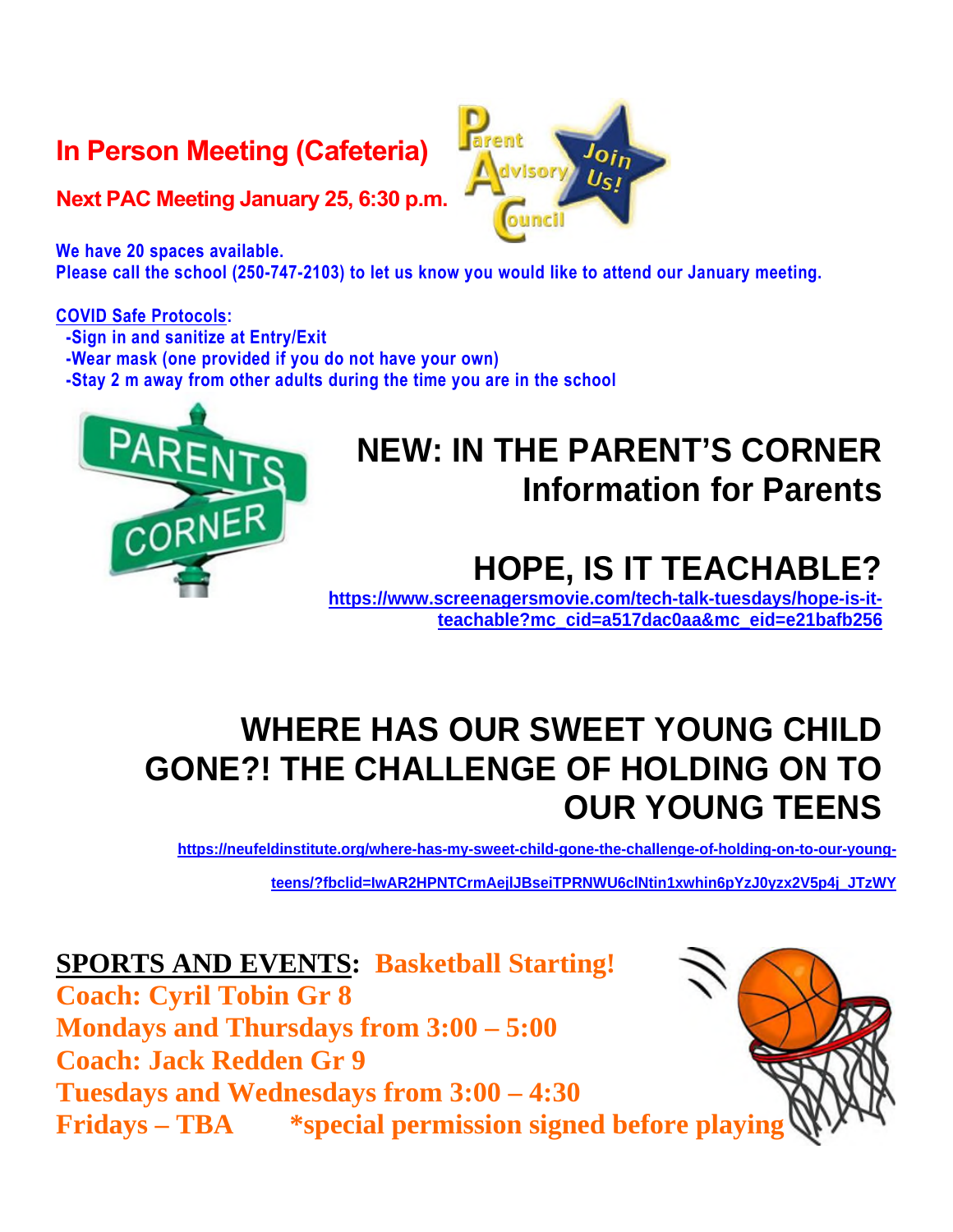## In Person Meeting (Cafeteria)

**Next PAC Meeting January 25, 6:30 p.m.**

**We have 20 spaces available.**
**Please call the school (250-747-2103) to let us know you would like to attend our January meeting.**

**COVID Safe Protocols:**
- **Sign in and sanitize at Entry/Exit**
- **Wear mask (one provided if you do not have your own)**
- **Stay 2 m away from other adults during the time you are in the school**

# NEW: IN THE PARENT'S CORNER
## Information for Parents

## HOPE, IS IT TEACHABLE?

https://www.screenagersmovie.com/tech-talk-tuesdays/hope-is-it-teachable?mc_cid=a517dac0aa&mc_eid=e21bafb256

## WHERE HAS OUR SWEET YOUNG CHILD GONE?! THE CHALLENGE OF HOLDING ON TO OUR YOUNG TEENS

https://neufeldinstitute.org/where-has-my-sweet-child-gone-the-challenge-of-holding-on-to-our-young-teens/?fbclid=IwAR2HPNTCrmAejlJBseiTPRNWU6clNtin1xwhin6pYzJ0yzx2V5p4j_JTzWY

**SPORTS AND EVENTS: Basketball Starting!**
**Coach: Cyril Tobin Gr 8**
**Mondays and Thursdays from 3:00 – 5:00**
**Coach: Jack Redden Gr 9**
**Tuesdays and Wednesdays from 3:00 – 4:30**
**Fridays – TBA** *special permission signed before playing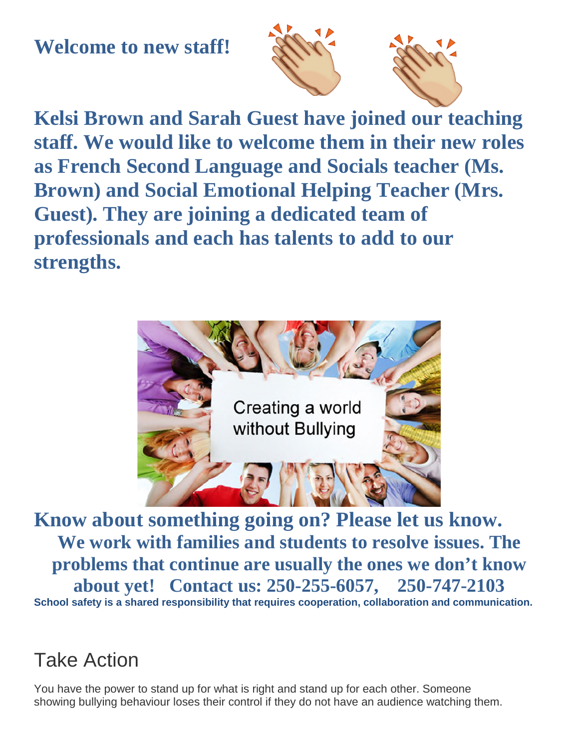## Welcome to new staff!

**Kelsi Brown and Sarah Guest have joined our teaching staff. We would like to welcome them in their new roles as French Second Language and Socials teacher (Ms. Brown) and Social Emotional Helping Teacher (Mrs. Guest). They are joining a dedicated team of professionals and each has talents to add to our strengths.**

## Know about something going on? Please let us know.

**We work with families and students to resolve issues. The problems that continue are usually the ones we don't know about yet! Contact us: 250-255-6057, 250-747-2103**

**School safety is a shared responsibility that requires cooperation, collaboration and communication.**

# Take Action

You have the power to stand up for what is right and stand up for each other. Someone showing bullying behaviour loses their control if they do not have an audience watching them.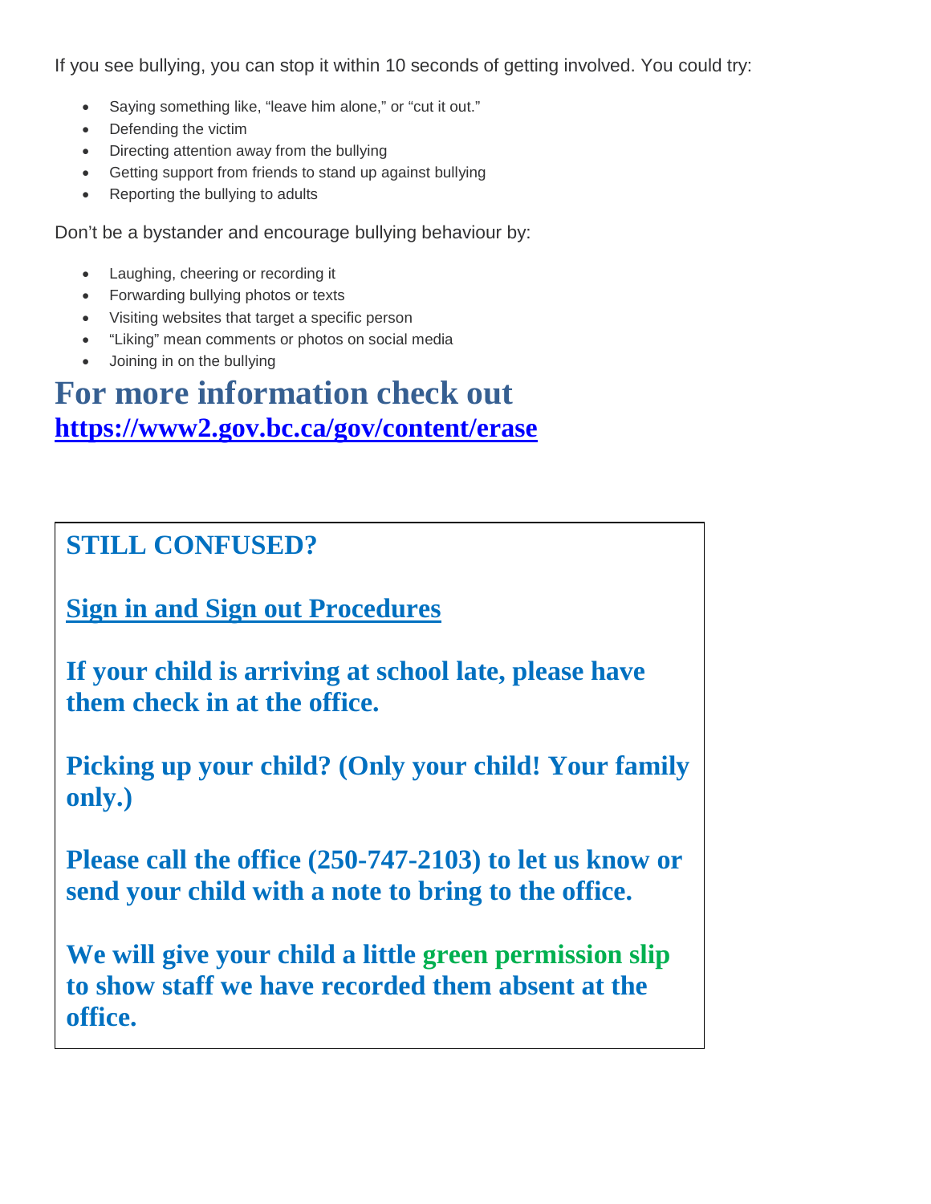If you see bullying, you can stop it within 10 seconds of getting involved. You could try:

- Saying something like, "leave him alone," or "cut it out."
- Defending the victim
- Directing attention away from the bullying
- Getting support from friends to stand up against bullying
- Reporting the bullying to adults

Don't be a bystander and encourage bullying behaviour by:

- Laughing, cheering or recording it
- Forwarding bullying photos or texts
- Visiting websites that target a specific person
- "Liking" mean comments or photos on social media
- Joining in on the bullying

## For more information check out [https://www2.gov.bc.ca/gov/content/erase](https://www2.gov.bc.ca/gov/content/erase)

**STILL CONFUSED?**

**Sign in and Sign out Procedures**

**If your child is arriving at school late, please have them check in at the office.**

**Picking up your child? (Only your child! Your family only.)**

**Please call the office (250-747-2103) to let us know or send your child with a note to bring to the office.**

**We will give your child a little green permission slip to show staff we have recorded them absent at the office.**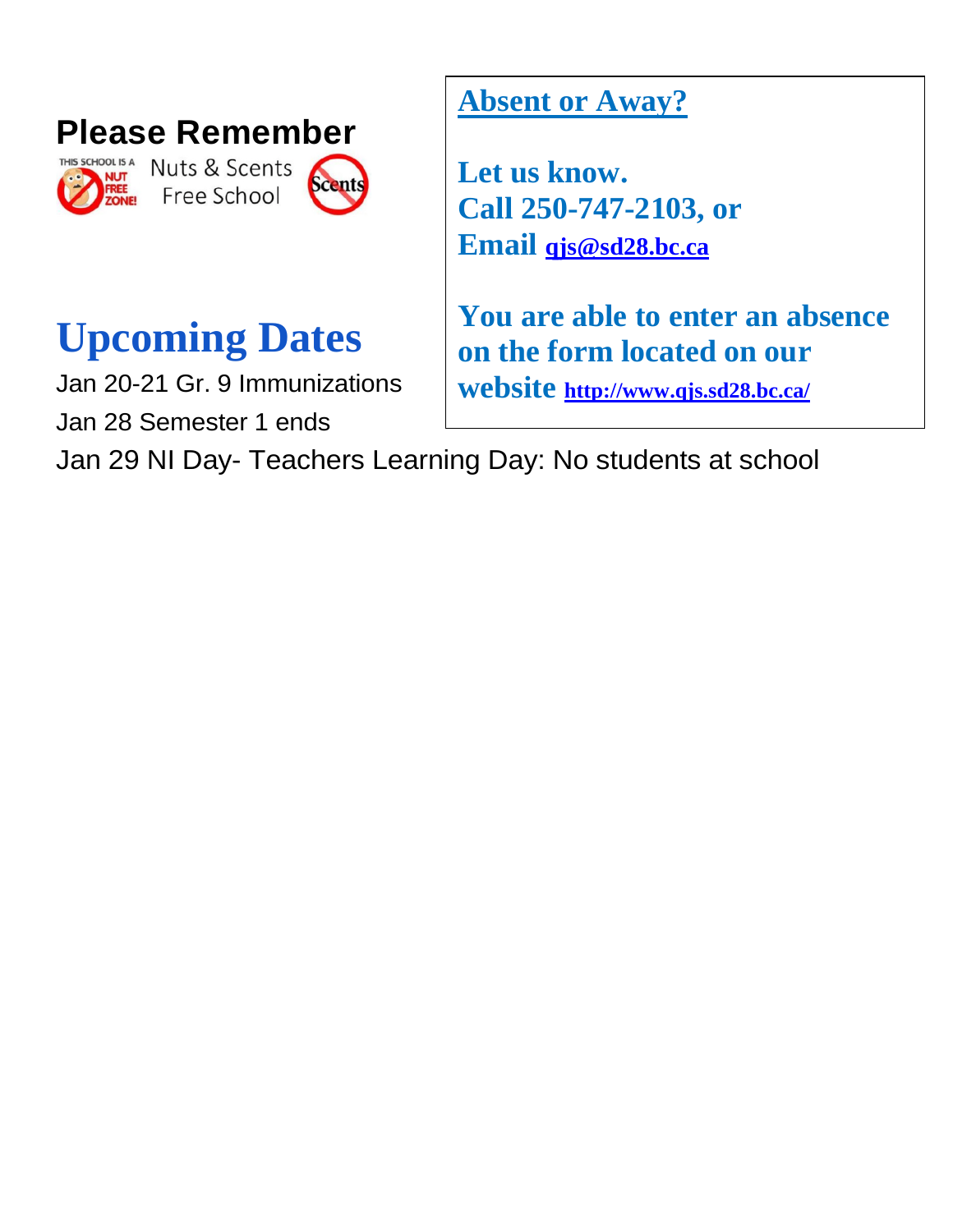## Please Remember

Nuts & Scents Free School

## Upcoming Dates

Jan 20-21 Gr. 9 Immunizations

Jan 28 Semester 1 ends

Jan 29 NI Day- Teachers Learning Day: No students at school

## Absent or Away?

**Let us know.**
**Call 250-747-2103, or**
**Email qjs@sd28.bc.ca**

**You are able to enter an absence on the form located on our website http://www.qjs.sd28.bc.ca/**